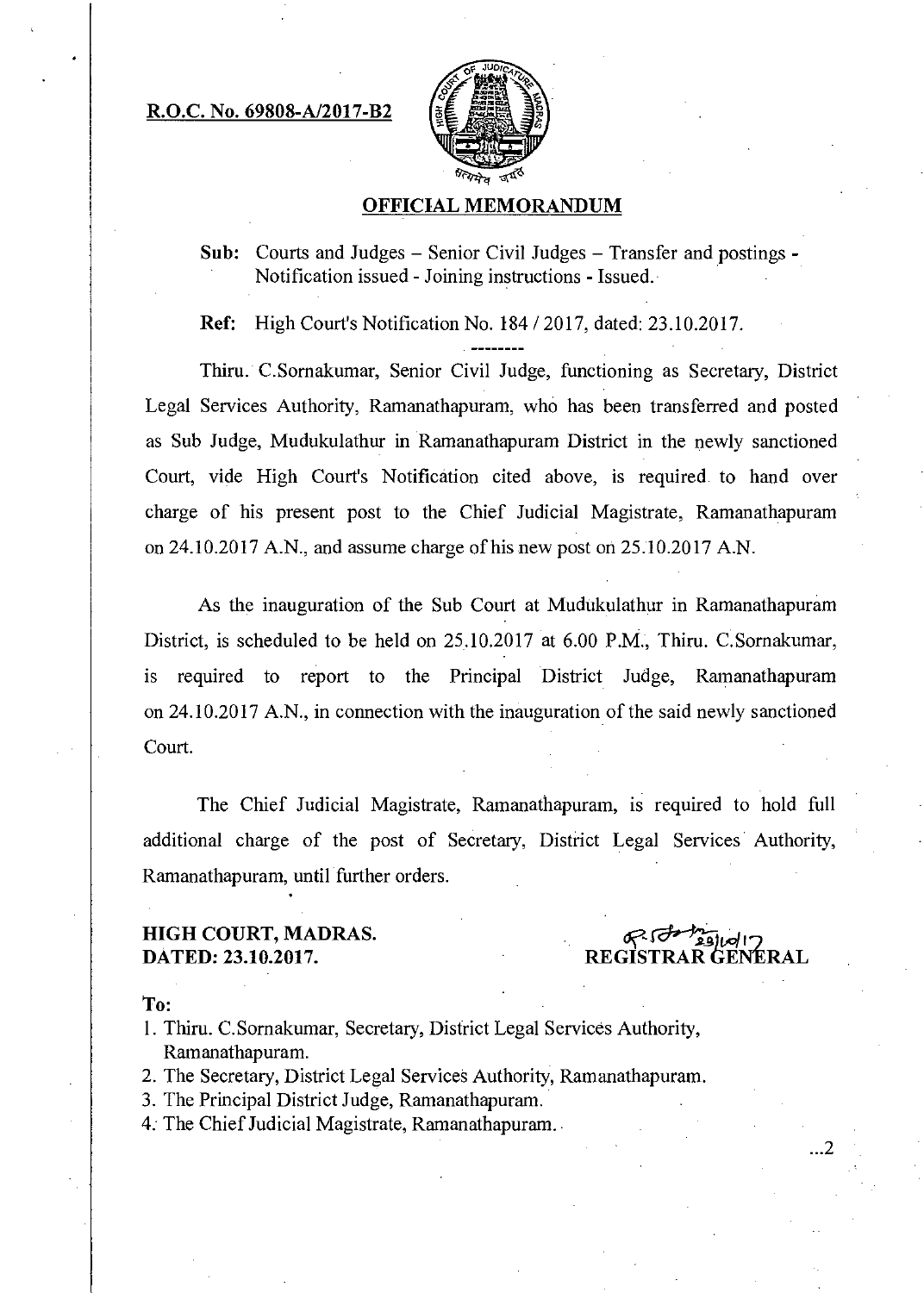**R.O.C. No. 69808-A/2017-B2**

## OFFICIAL MEMORANDUM

**Sub:** Courts and Judges – Senior Civil Judges – Transfer and postings - Notification issued - Joining instructions - Issued.

**Ref:** High Court's Notification No. 184 / 2017, dated: 23.10.2017.

--------

Thiru. C.Sornakumar, Senior Civil Judge, functioning as Secretary, District Legal Services Authority, Ramanathapuram, who has been transferred and posted as Sub Judge, Mudukulathur in Ramanathapuram District in the newly sanctioned Court, vide High Court's Notification cited above, is required to hand over charge of his present post to the Chief Judicial Magistrate, Ramanathapuram on 24.10.2017 A.N., and assume charge of his new post on 25.10.2017 A.N.

As the inauguration of the Sub Court at Mudukulathur in Ramanathapuram District, is scheduled to be held on 25.10.2017 at 6.00 P.M., Thiru. C.Sornakumar, is required to report to the Principal District Judge, Ramanathapuram on 24.10.2017 A.N., in connection with the inauguration of the said newly sanctioned Court.

The Chief Judicial Magistrate, Ramanathapuram, is required to hold full additional charge of the post of Secretary, District Legal Services Authority, Ramanathapuram, until further orders.

**HIGH COURT, MADRAS.**
**DATED: 23.10.2017.**

REGISTRAR GENERAL

**To:**

1. Thiru. C.Sornakumar, Secretary, District Legal Services Authority, Ramanathapuram.
2. The Secretary, District Legal Services Authority, Ramanathapuram.
3. The Principal District Judge, Ramanathapuram.
4. The Chief Judicial Magistrate, Ramanathapuram.

...2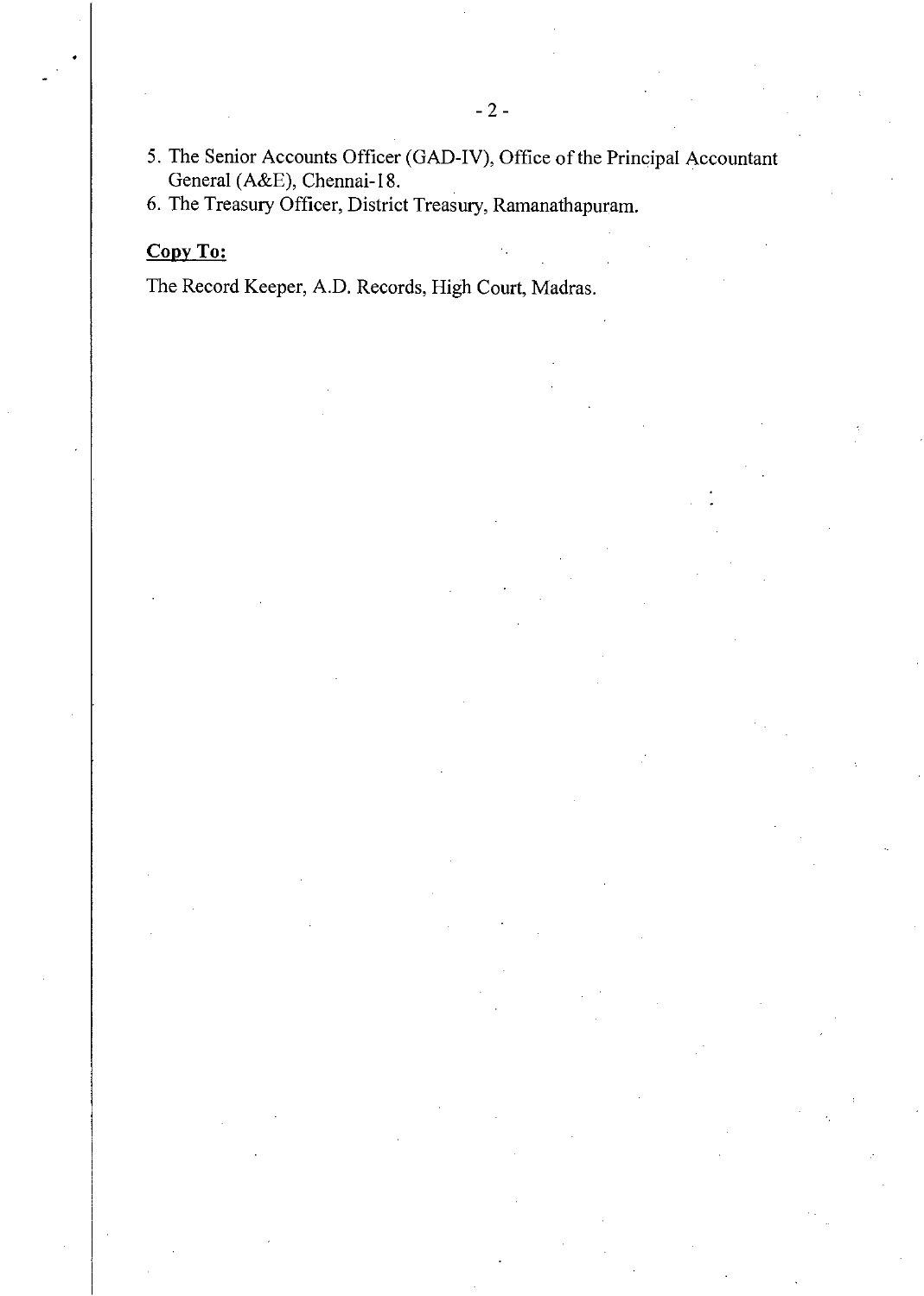5. The Senior Accounts Officer (GAD-IV), Office of the Principal Accountant General (A&E), Chennai-18.
6. The Treasury Officer, District Treasury, Ramanathapuram.

**<u>Copy To:</u>**

The Record Keeper, A.D. Records, High Court, Madras.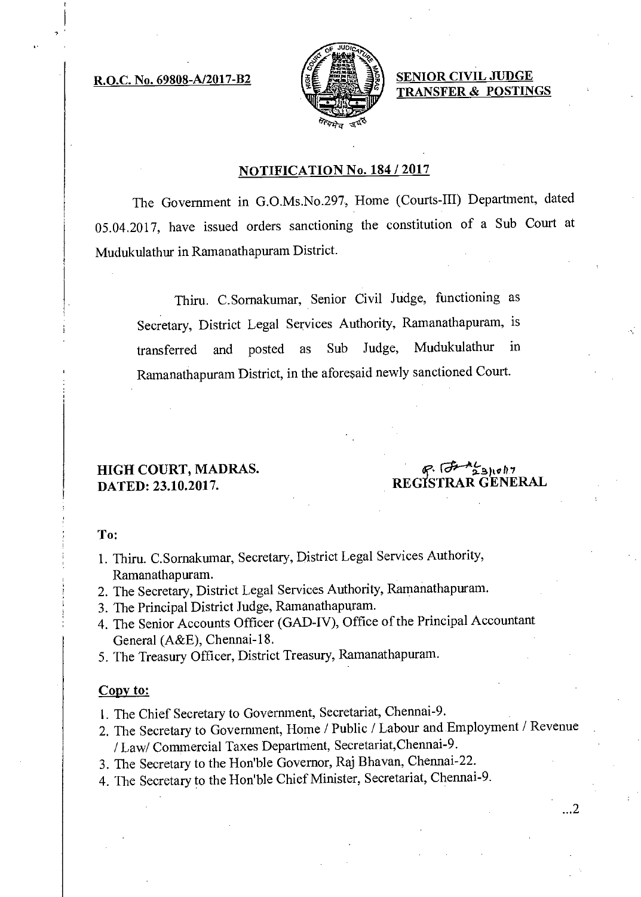**R.O.C. No. 69808-A/2017-B2**

**SENIOR CIVIL JUDGE TRANSFER & POSTINGS**

## NOTIFICATION No. 184 / 2017

The Government in G.O.Ms.No.297, Home (Courts-III) Department, dated 05.04.2017, have issued orders sanctioning the constitution of a Sub Court at Mudukulathur in Ramanathapuram District.

> Thiru. C.Sornakumar, Senior Civil Judge, functioning as Secretary, District Legal Services Authority, Ramanathapuram, is transferred and posted as Sub Judge, Mudukulathur in Ramanathapuram District, in the aforesaid newly sanctioned Court.

**HIGH COURT, MADRAS.**
**DATED: 23.10.2017.**

**REGISTRAR GENERAL**

**To:**

1. Thiru. C.Sornakumar, Secretary, District Legal Services Authority, Ramanathapuram.
2. The Secretary, District Legal Services Authority, Ramanathapuram.
3. The Principal District Judge, Ramanathapuram.
4. The Senior Accounts Officer (GAD-IV), Office of the Principal Accountant General (A&E), Chennai-18.
5. The Treasury Officer, District Treasury, Ramanathapuram.

**Copy to:**

1. The Chief Secretary to Government, Secretariat, Chennai-9.
2. The Secretary to Government, Home / Public / Labour and Employment / Revenue / Law/ Commercial Taxes Department, Secretariat,Chennai-9.
3. The Secretary to the Hon'ble Governor, Raj Bhavan, Chennai-22.
4. The Secretary to the Hon'ble Chief Minister, Secretariat, Chennai-9.

...2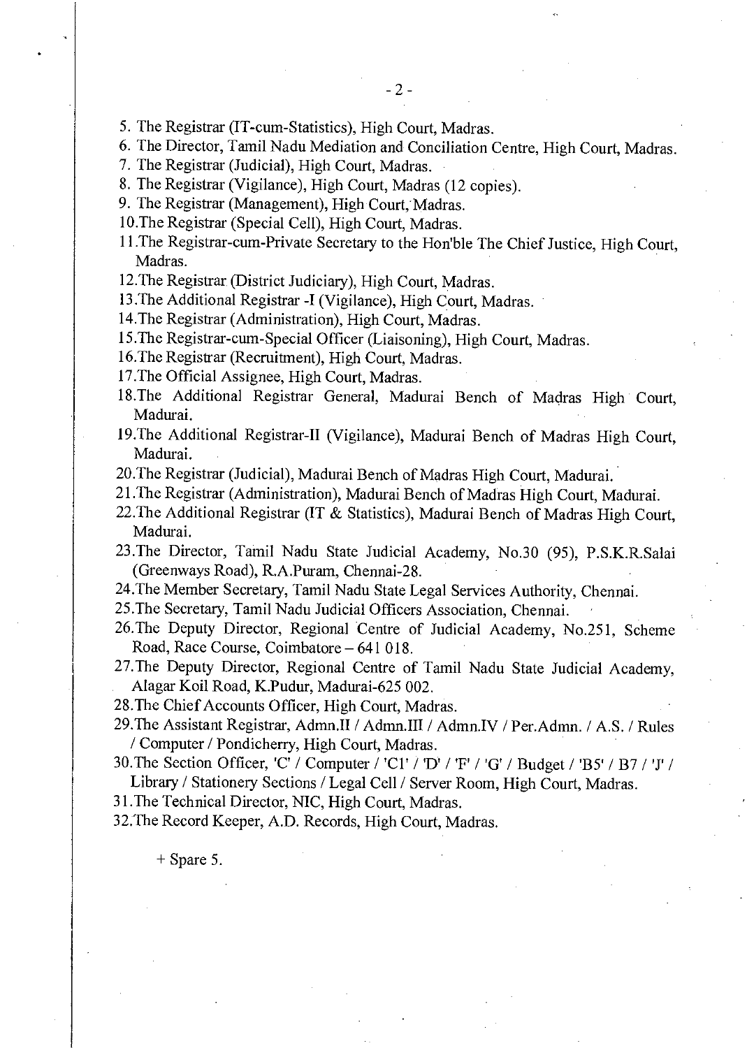5. The Registrar (IT-cum-Statistics), High Court, Madras.
6. The Director, Tamil Nadu Mediation and Conciliation Centre, High Court, Madras.
7. The Registrar (Judicial), High Court, Madras.
8. The Registrar (Vigilance), High Court, Madras (12 copies).
9. The Registrar (Management), High Court, Madras.
10. The Registrar (Special Cell), High Court, Madras.
11. The Registrar-cum-Private Secretary to the Hon'ble The Chief Justice, High Court, Madras.
12. The Registrar (District Judiciary), High Court, Madras.
13. The Additional Registrar -I (Vigilance), High Court, Madras.
14. The Registrar (Administration), High Court, Madras.
15. The Registrar-cum-Special Officer (Liaisoning), High Court, Madras.
16. The Registrar (Recruitment), High Court, Madras.
17. The Official Assignee, High Court, Madras.
18. The Additional Registrar General, Madurai Bench of Madras High Court, Madurai.
19. The Additional Registrar-II (Vigilance), Madurai Bench of Madras High Court, Madurai.
20. The Registrar (Judicial), Madurai Bench of Madras High Court, Madurai.
21. The Registrar (Administration), Madurai Bench of Madras High Court, Madurai.
22. The Additional Registrar (IT & Statistics), Madurai Bench of Madras High Court, Madurai.
23. The Director, Tamil Nadu State Judicial Academy, No.30 (95), P.S.K.R.Salai (Greenways Road), R.A.Puram, Chennai-28.
24. The Member Secretary, Tamil Nadu State Legal Services Authority, Chennai.
25. The Secretary, Tamil Nadu Judicial Officers Association, Chennai.
26. The Deputy Director, Regional Centre of Judicial Academy, No.251, Scheme Road, Race Course, Coimbatore – 641 018.
27. The Deputy Director, Regional Centre of Tamil Nadu State Judicial Academy, Alagar Koil Road, K.Pudur, Madurai-625 002.
28. The Chief Accounts Officer, High Court, Madras.
29. The Assistant Registrar, Admn.II / Admn.III / Admn.IV / Per.Admn. / A.S. / Rules / Computer / Pondicherry, High Court, Madras.
30. The Section Officer, 'C' / Computer / 'C1' / 'D' / 'F' / 'G' / Budget / 'B5' / B7 / 'J' / Library / Stationery Sections / Legal Cell / Server Room, High Court, Madras.
31. The Technical Director, NIC, High Court, Madras.
32. The Record Keeper, A.D. Records, High Court, Madras.

+ Spare 5.